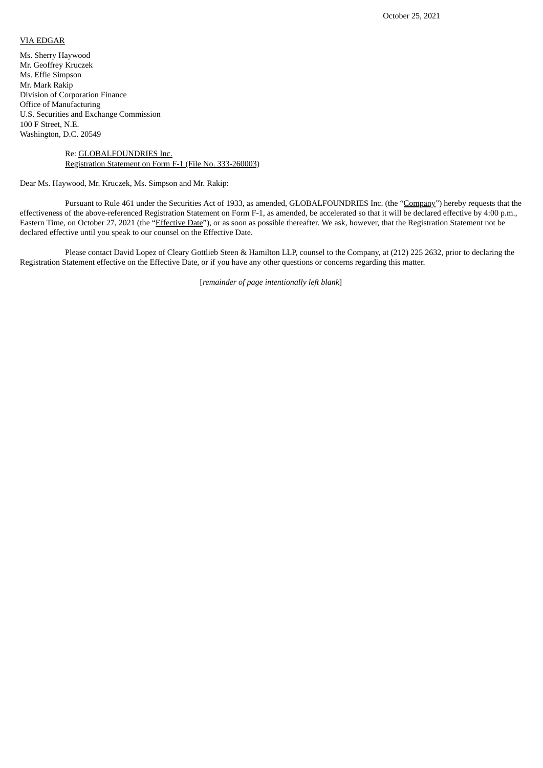October 25, 2021

VIA EDGAR

Ms. Sherry Haywood
Mr. Geoffrey Kruczek
Ms. Effie Simpson
Mr. Mark Rakip
Division of Corporation Finance
Office of Manufacturing
U.S. Securities and Exchange Commission
100 F Street, N.E.
Washington, D.C. 20549

Re: GLOBALFOUNDRIES Inc.
Registration Statement on Form F-1 (File No. 333-260003)

Dear Ms. Haywood, Mr. Kruczek, Ms. Simpson and Mr. Rakip:

Pursuant to Rule 461 under the Securities Act of 1933, as amended, GLOBALFOUNDRIES Inc. (the "Company") hereby requests that the effectiveness of the above-referenced Registration Statement on Form F-1, as amended, be accelerated so that it will be declared effective by 4:00 p.m., Eastern Time, on October 27, 2021 (the "Effective Date"), or as soon as possible thereafter. We ask, however, that the Registration Statement not be declared effective until you speak to our counsel on the Effective Date.

Please contact David Lopez of Cleary Gottlieb Steen & Hamilton LLP, counsel to the Company, at (212) 225 2632, prior to declaring the Registration Statement effective on the Effective Date, or if you have any other questions or concerns regarding this matter.

[*remainder of page intentionally left blank*]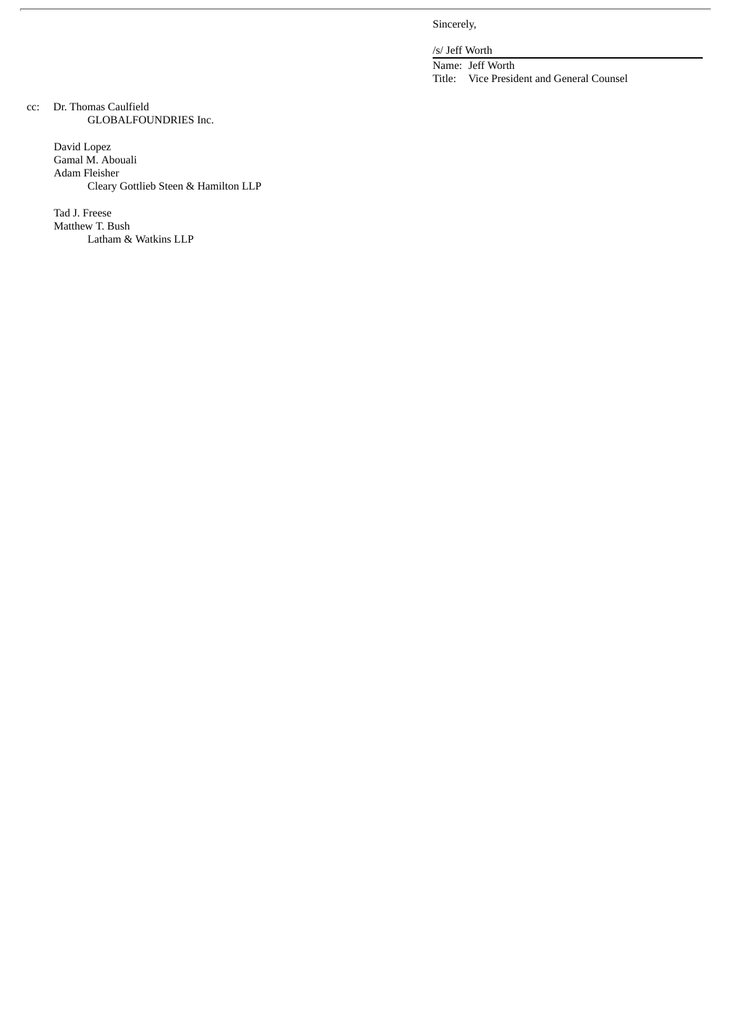Sincerely,

/s/ Jeff Worth

Name: Jeff Worth
Title: Vice President and General Counsel

cc: Dr. Thomas Caulfield
GLOBALFOUNDRIES Inc.

David Lopez
Gamal M. Abouali
Adam Fleisher
Cleary Gottlieb Steen & Hamilton LLP

Tad J. Freese
Matthew T. Bush
Latham & Watkins LLP